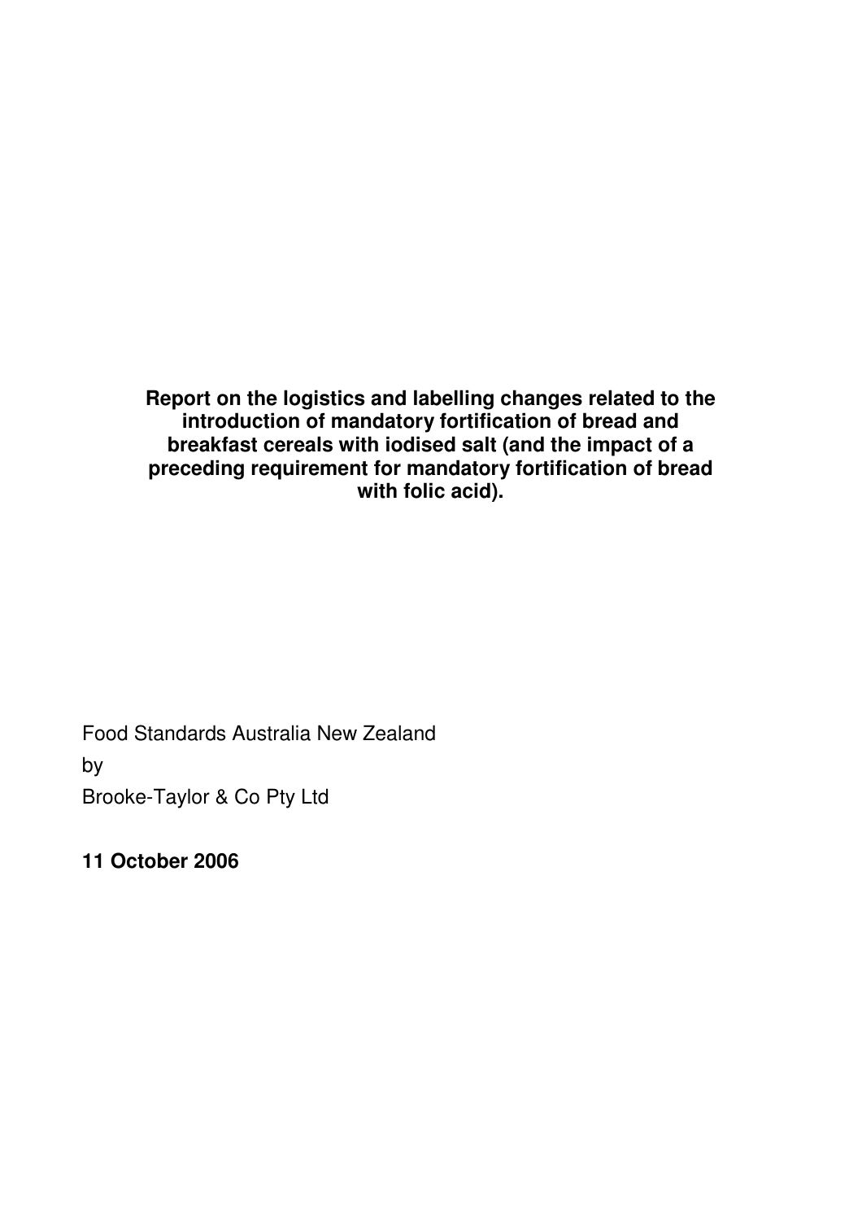# Report on the logistics and labelling changes related to the introduction of mandatory fortification of bread and breakfast cereals with iodised salt (and the impact of a preceding requirement for mandatory fortification of bread with folic acid).

Food Standards Australia New Zealand

by

Brooke-Taylor & Co Pty Ltd

**11 October 2006**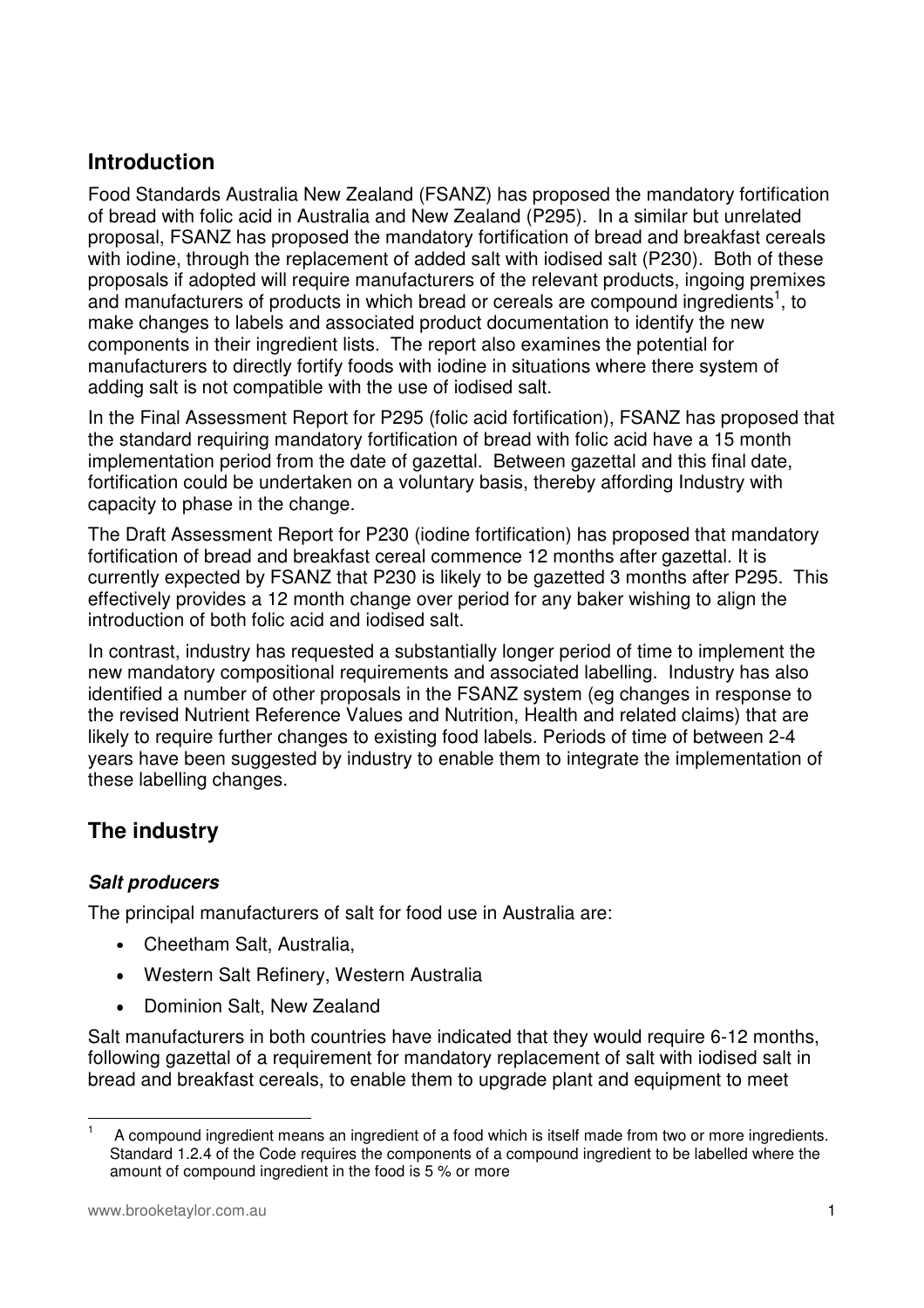## Introduction

Food Standards Australia New Zealand (FSANZ) has proposed the mandatory fortification of bread with folic acid in Australia and New Zealand (P295). In a similar but unrelated proposal, FSANZ has proposed the mandatory fortification of bread and breakfast cereals with iodine, through the replacement of added salt with iodised salt (P230). Both of these proposals if adopted will require manufacturers of the relevant products, ingoing premixes and manufacturers of products in which bread or cereals are compound ingredients[1], to make changes to labels and associated product documentation to identify the new components in their ingredient lists. The report also examines the potential for manufacturers to directly fortify foods with iodine in situations where there system of adding salt is not compatible with the use of iodised salt.

In the Final Assessment Report for P295 (folic acid fortification), FSANZ has proposed that the standard requiring mandatory fortification of bread with folic acid have a 15 month implementation period from the date of gazettal. Between gazettal and this final date, fortification could be undertaken on a voluntary basis, thereby affording Industry with capacity to phase in the change.

The Draft Assessment Report for P230 (iodine fortification) has proposed that mandatory fortification of bread and breakfast cereal commence 12 months after gazettal. It is currently expected by FSANZ that P230 is likely to be gazetted 3 months after P295. This effectively provides a 12 month change over period for any baker wishing to align the introduction of both folic acid and iodised salt.

In contrast, industry has requested a substantially longer period of time to implement the new mandatory compositional requirements and associated labelling. Industry has also identified a number of other proposals in the FSANZ system (eg changes in response to the revised Nutrient Reference Values and Nutrition, Health and related claims) that are likely to require further changes to existing food labels. Periods of time of between 2-4 years have been suggested by industry to enable them to integrate the implementation of these labelling changes.

## The industry

### *Salt producers*

The principal manufacturers of salt for food use in Australia are:

- Cheetham Salt, Australia,
- Western Salt Refinery, Western Australia
- Dominion Salt, New Zealand

Salt manufacturers in both countries have indicated that they would require 6-12 months, following gazettal of a requirement for mandatory replacement of salt with iodised salt in bread and breakfast cereals, to enable them to upgrade plant and equipment to meet

[1] A compound ingredient means an ingredient of a food which is itself made from two or more ingredients. Standard 1.2.4 of the Code requires the components of a compound ingredient to be labelled where the amount of compound ingredient in the food is 5 % or more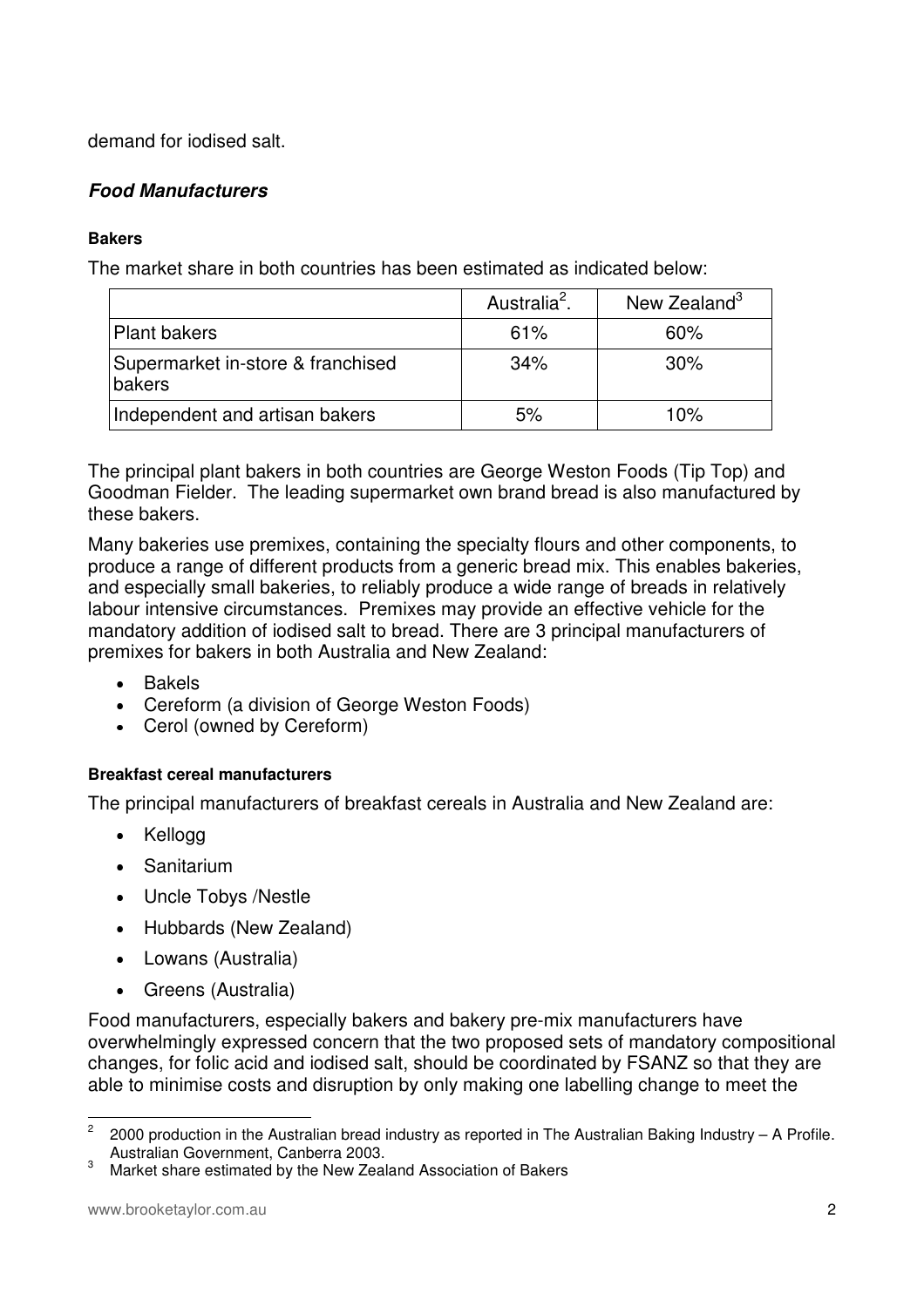demand for iodised salt.

### *Food Manufacturers*

#### Bakers

The market share in both countries has been estimated as indicated below:

| | Australia[2]. | New Zealand[3] |
|---|---|---|
| Plant bakers | 61% | 60% |
| Supermarket in-store & franchised bakers | 34% | 30% |
| Independent and artisan bakers | 5% | 10% |

The principal plant bakers in both countries are George Weston Foods (Tip Top) and Goodman Fielder. The leading supermarket own brand bread is also manufactured by these bakers.

Many bakeries use premixes, containing the specialty flours and other components, to produce a range of different products from a generic bread mix. This enables bakeries, and especially small bakeries, to reliably produce a wide range of breads in relatively labour intensive circumstances. Premixes may provide an effective vehicle for the mandatory addition of iodised salt to bread. There are 3 principal manufacturers of premixes for bakers in both Australia and New Zealand:

- Bakels
- Cereform (a division of George Weston Foods)
- Cerol (owned by Cereform)

#### Breakfast cereal manufacturers

The principal manufacturers of breakfast cereals in Australia and New Zealand are:

- Kellogg
- Sanitarium
- Uncle Tobys /Nestle
- Hubbards (New Zealand)
- Lowans (Australia)
- Greens (Australia)

Food manufacturers, especially bakers and bakery pre-mix manufacturers have overwhelmingly expressed concern that the two proposed sets of mandatory compositional changes, for folic acid and iodised salt, should be coordinated by FSANZ so that they are able to minimise costs and disruption by only making one labelling change to meet the

---

[2] 2000 production in the Australian bread industry as reported in The Australian Baking Industry – A Profile. Australian Government, Canberra 2003.

[3] Market share estimated by the New Zealand Association of Bakers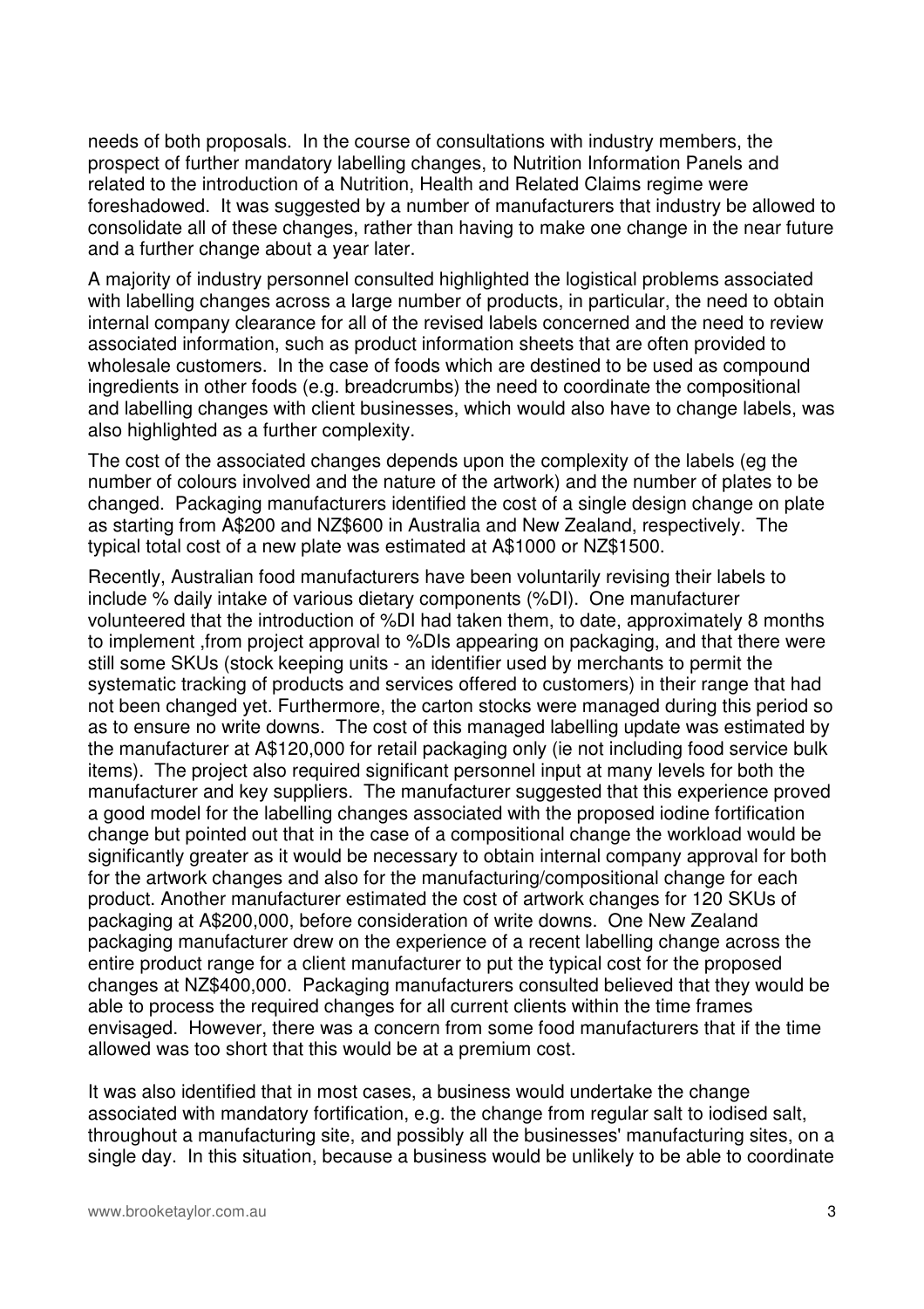needs of both proposals. In the course of consultations with industry members, the prospect of further mandatory labelling changes, to Nutrition Information Panels and related to the introduction of a Nutrition, Health and Related Claims regime were foreshadowed. It was suggested by a number of manufacturers that industry be allowed to consolidate all of these changes, rather than having to make one change in the near future and a further change about a year later.

A majority of industry personnel consulted highlighted the logistical problems associated with labelling changes across a large number of products, in particular, the need to obtain internal company clearance for all of the revised labels concerned and the need to review associated information, such as product information sheets that are often provided to wholesale customers. In the case of foods which are destined to be used as compound ingredients in other foods (e.g. breadcrumbs) the need to coordinate the compositional and labelling changes with client businesses, which would also have to change labels, was also highlighted as a further complexity.

The cost of the associated changes depends upon the complexity of the labels (eg the number of colours involved and the nature of the artwork) and the number of plates to be changed. Packaging manufacturers identified the cost of a single design change on plate as starting from A$200 and NZ$600 in Australia and New Zealand, respectively. The typical total cost of a new plate was estimated at A$1000 or NZ$1500.

Recently, Australian food manufacturers have been voluntarily revising their labels to include % daily intake of various dietary components (%DI). One manufacturer volunteered that the introduction of %DI had taken them, to date, approximately 8 months to implement ,from project approval to %DIs appearing on packaging, and that there were still some SKUs (stock keeping units - an identifier used by merchants to permit the systematic tracking of products and services offered to customers) in their range that had not been changed yet. Furthermore, the carton stocks were managed during this period so as to ensure no write downs. The cost of this managed labelling update was estimated by the manufacturer at A$120,000 for retail packaging only (ie not including food service bulk items). The project also required significant personnel input at many levels for both the manufacturer and key suppliers. The manufacturer suggested that this experience proved a good model for the labelling changes associated with the proposed iodine fortification change but pointed out that in the case of a compositional change the workload would be significantly greater as it would be necessary to obtain internal company approval for both for the artwork changes and also for the manufacturing/compositional change for each product. Another manufacturer estimated the cost of artwork changes for 120 SKUs of packaging at A$200,000, before consideration of write downs. One New Zealand packaging manufacturer drew on the experience of a recent labelling change across the entire product range for a client manufacturer to put the typical cost for the proposed changes at NZ$400,000. Packaging manufacturers consulted believed that they would be able to process the required changes for all current clients within the time frames envisaged. However, there was a concern from some food manufacturers that if the time allowed was too short that this would be at a premium cost.

It was also identified that in most cases, a business would undertake the change associated with mandatory fortification, e.g. the change from regular salt to iodised salt, throughout a manufacturing site, and possibly all the businesses' manufacturing sites, on a single day. In this situation, because a business would be unlikely to be able to coordinate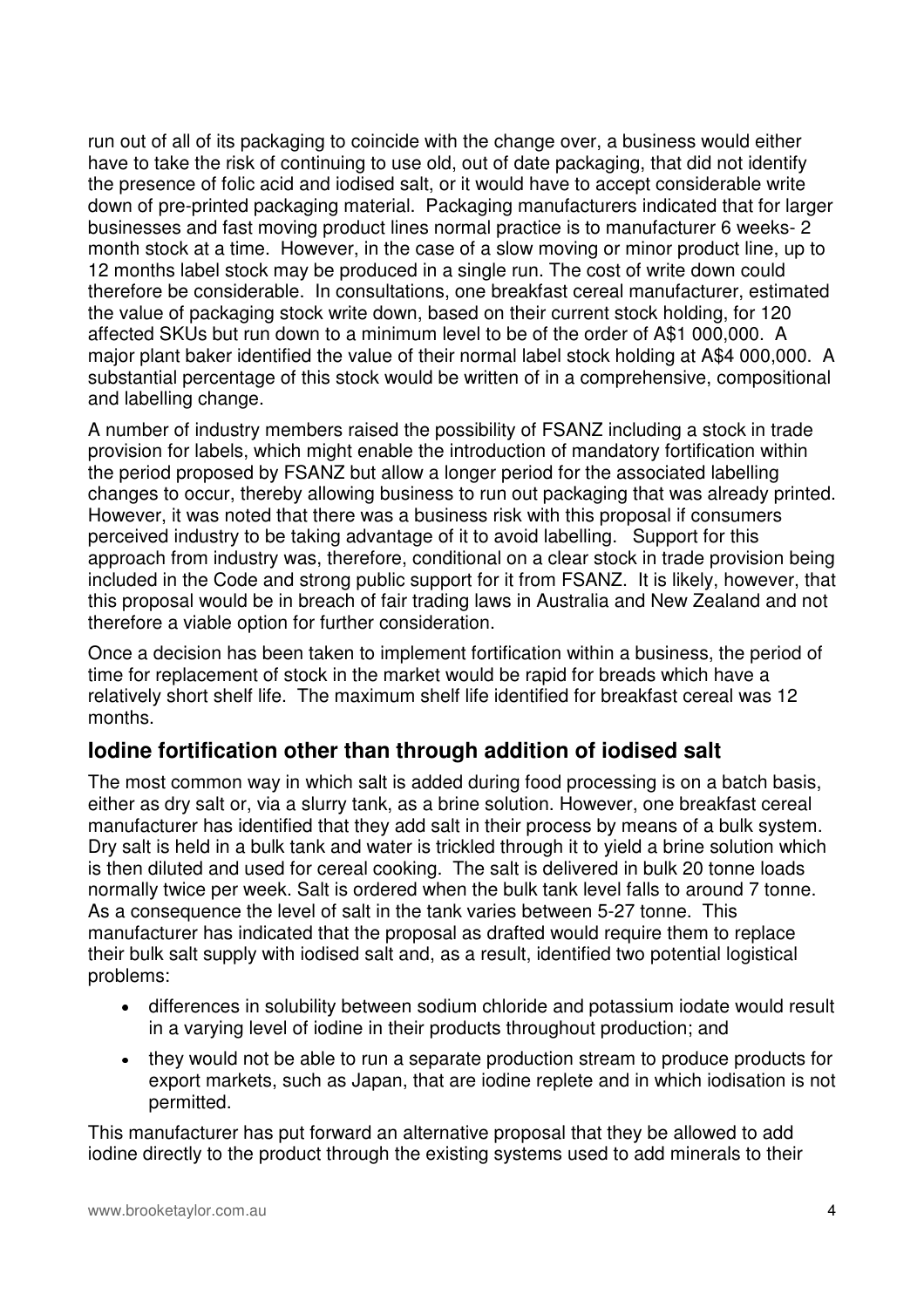run out of all of its packaging to coincide with the change over, a business would either have to take the risk of continuing to use old, out of date packaging, that did not identify the presence of folic acid and iodised salt, or it would have to accept considerable write down of pre-printed packaging material. Packaging manufacturers indicated that for larger businesses and fast moving product lines normal practice is to manufacturer 6 weeks- 2 month stock at a time. However, in the case of a slow moving or minor product line, up to 12 months label stock may be produced in a single run. The cost of write down could therefore be considerable. In consultations, one breakfast cereal manufacturer, estimated the value of packaging stock write down, based on their current stock holding, for 120 affected SKUs but run down to a minimum level to be of the order of A$1 000,000. A major plant baker identified the value of their normal label stock holding at A$4 000,000. A substantial percentage of this stock would be written of in a comprehensive, compositional and labelling change.

A number of industry members raised the possibility of FSANZ including a stock in trade provision for labels, which might enable the introduction of mandatory fortification within the period proposed by FSANZ but allow a longer period for the associated labelling changes to occur, thereby allowing business to run out packaging that was already printed. However, it was noted that there was a business risk with this proposal if consumers perceived industry to be taking advantage of it to avoid labelling. Support for this approach from industry was, therefore, conditional on a clear stock in trade provision being included in the Code and strong public support for it from FSANZ. It is likely, however, that this proposal would be in breach of fair trading laws in Australia and New Zealand and not therefore a viable option for further consideration.

Once a decision has been taken to implement fortification within a business, the period of time for replacement of stock in the market would be rapid for breads which have a relatively short shelf life. The maximum shelf life identified for breakfast cereal was 12 months.

## Iodine fortification other than through addition of iodised salt

The most common way in which salt is added during food processing is on a batch basis, either as dry salt or, via a slurry tank, as a brine solution. However, one breakfast cereal manufacturer has identified that they add salt in their process by means of a bulk system. Dry salt is held in a bulk tank and water is trickled through it to yield a brine solution which is then diluted and used for cereal cooking. The salt is delivered in bulk 20 tonne loads normally twice per week. Salt is ordered when the bulk tank level falls to around 7 tonne. As a consequence the level of salt in the tank varies between 5-27 tonne. This manufacturer has indicated that the proposal as drafted would require them to replace their bulk salt supply with iodised salt and, as a result, identified two potential logistical problems:

- differences in solubility between sodium chloride and potassium iodate would result in a varying level of iodine in their products throughout production; and
- they would not be able to run a separate production stream to produce products for export markets, such as Japan, that are iodine replete and in which iodisation is not permitted.

This manufacturer has put forward an alternative proposal that they be allowed to add iodine directly to the product through the existing systems used to add minerals to their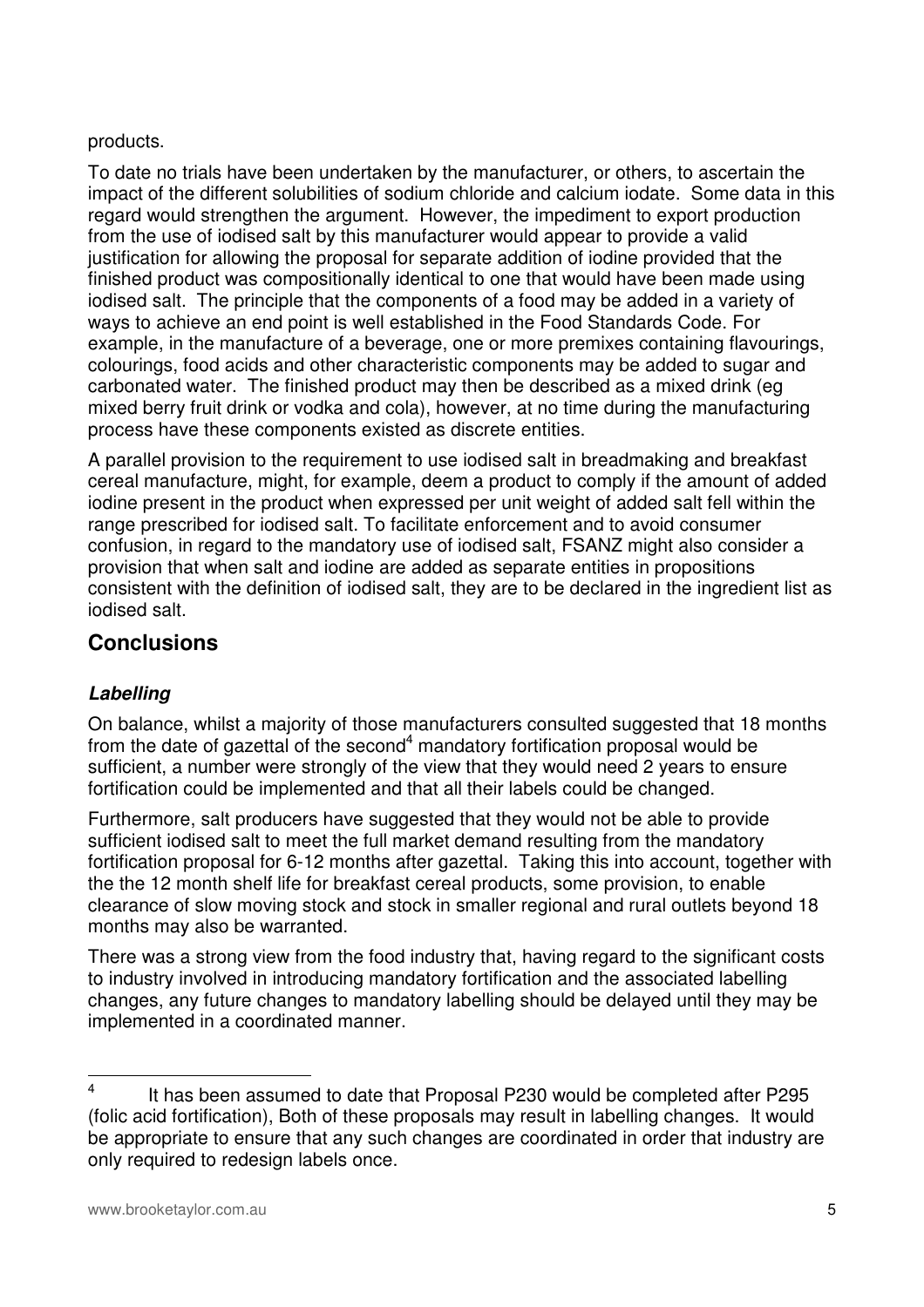products.

To date no trials have been undertaken by the manufacturer, or others, to ascertain the impact of the different solubilities of sodium chloride and calcium iodate. Some data in this regard would strengthen the argument. However, the impediment to export production from the use of iodised salt by this manufacturer would appear to provide a valid justification for allowing the proposal for separate addition of iodine provided that the finished product was compositionally identical to one that would have been made using iodised salt. The principle that the components of a food may be added in a variety of ways to achieve an end point is well established in the Food Standards Code. For example, in the manufacture of a beverage, one or more premixes containing flavourings, colourings, food acids and other characteristic components may be added to sugar and carbonated water. The finished product may then be described as a mixed drink (eg mixed berry fruit drink or vodka and cola), however, at no time during the manufacturing process have these components existed as discrete entities.

A parallel provision to the requirement to use iodised salt in breadmaking and breakfast cereal manufacture, might, for example, deem a product to comply if the amount of added iodine present in the product when expressed per unit weight of added salt fell within the range prescribed for iodised salt. To facilitate enforcement and to avoid consumer confusion, in regard to the mandatory use of iodised salt, FSANZ might also consider a provision that when salt and iodine are added as separate entities in propositions consistent with the definition of iodised salt, they are to be declared in the ingredient list as iodised salt.

## Conclusions

### *Labelling*

On balance, whilst a majority of those manufacturers consulted suggested that 18 months from the date of gazettal of the second[4] mandatory fortification proposal would be sufficient, a number were strongly of the view that they would need 2 years to ensure fortification could be implemented and that all their labels could be changed.

Furthermore, salt producers have suggested that they would not be able to provide sufficient iodised salt to meet the full market demand resulting from the mandatory fortification proposal for 6-12 months after gazettal. Taking this into account, together with the the 12 month shelf life for breakfast cereal products, some provision, to enable clearance of slow moving stock and stock in smaller regional and rural outlets beyond 18 months may also be warranted.

There was a strong view from the food industry that, having regard to the significant costs to industry involved in introducing mandatory fortification and the associated labelling changes, any future changes to mandatory labelling should be delayed until they may be implemented in a coordinated manner.

---

[4] It has been assumed to date that Proposal P230 would be completed after P295 (folic acid fortification), Both of these proposals may result in labelling changes. It would be appropriate to ensure that any such changes are coordinated in order that industry are only required to redesign labels once.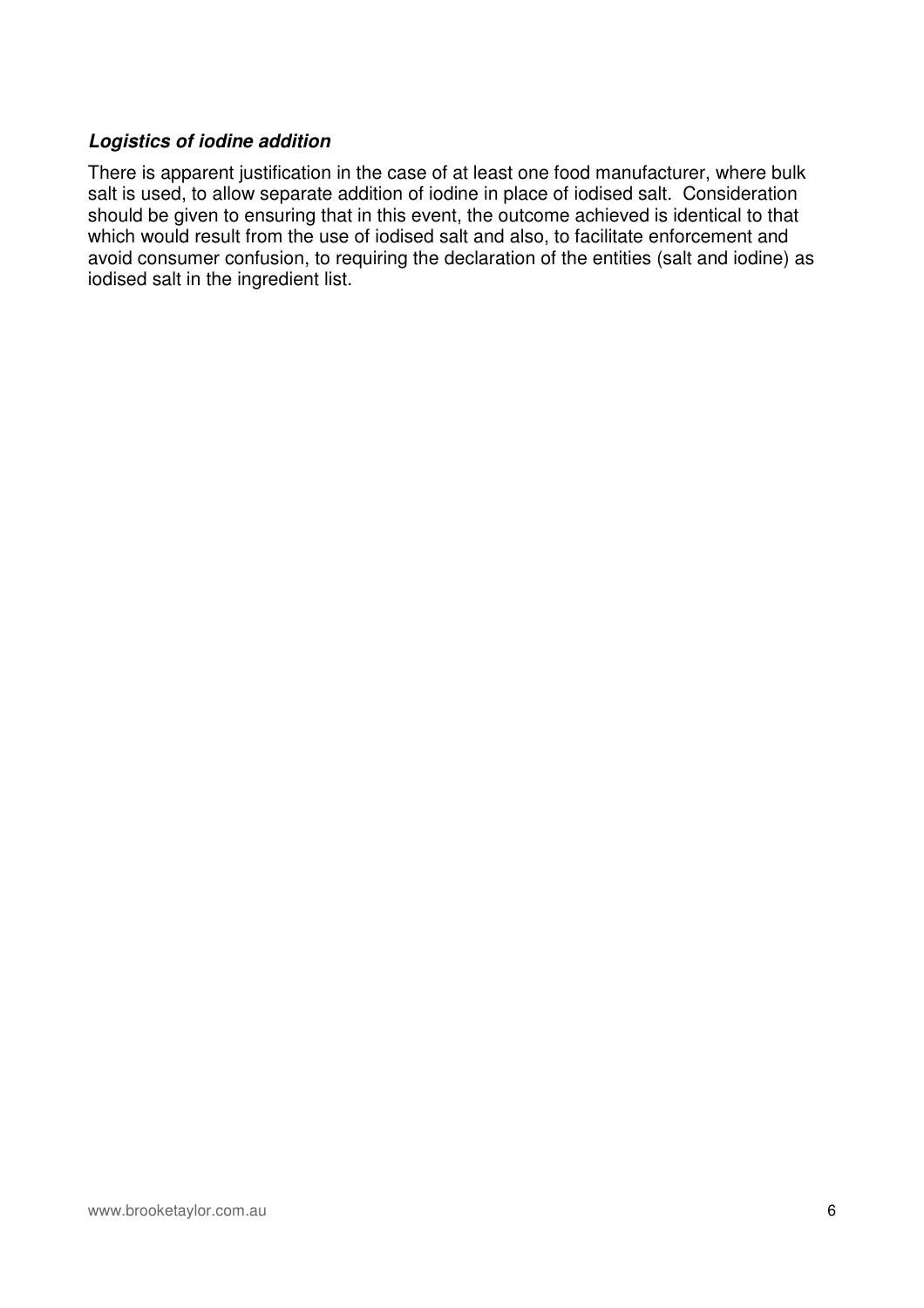***Logistics of iodine addition***

There is apparent justification in the case of at least one food manufacturer, where bulk salt is used, to allow separate addition of iodine in place of iodised salt. Consideration should be given to ensuring that in this event, the outcome achieved is identical to that which would result from the use of iodised salt and also, to facilitate enforcement and avoid consumer confusion, to requiring the declaration of the entities (salt and iodine) as iodised salt in the ingredient list.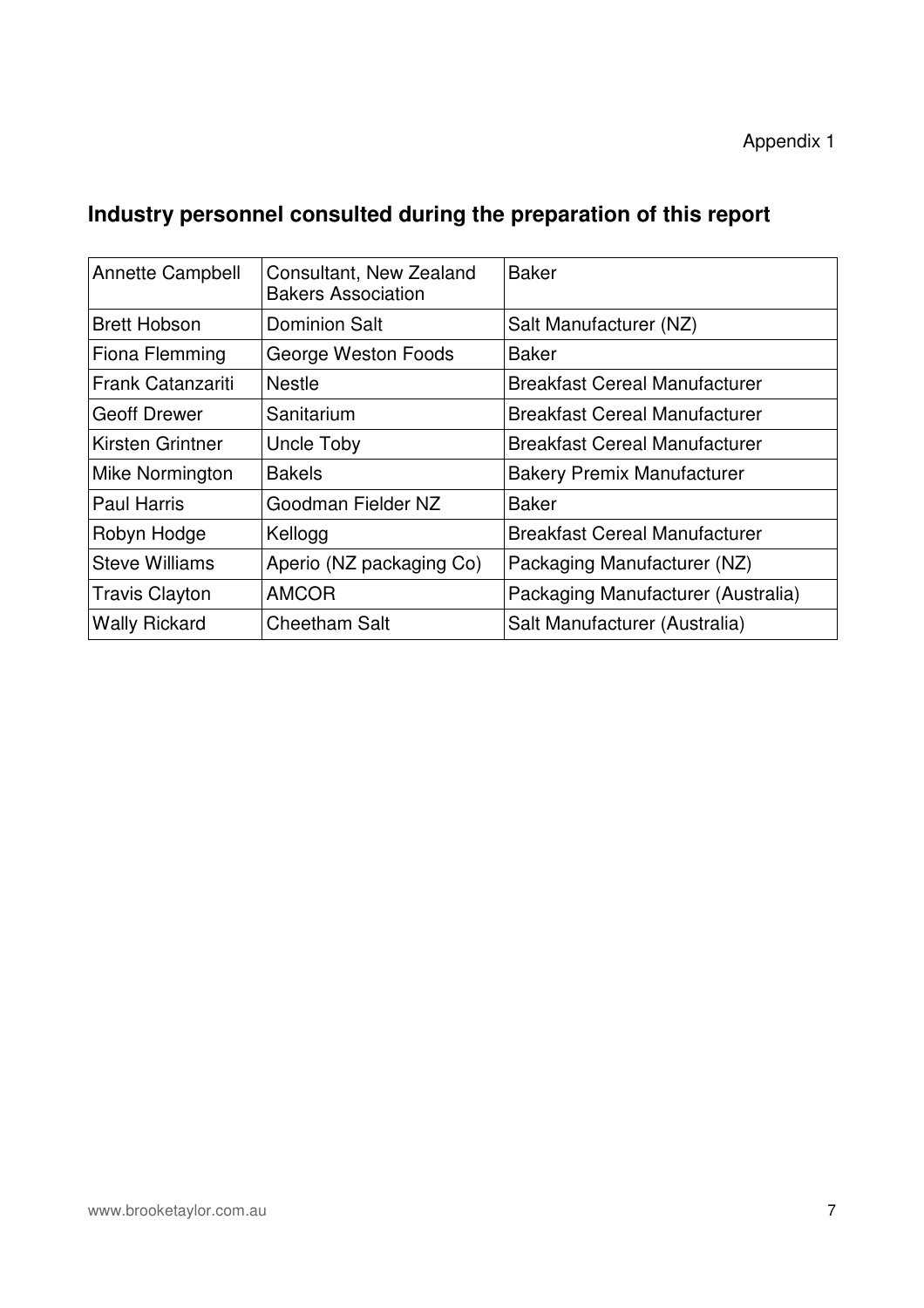Appendix 1

## Industry personnel consulted during the preparation of this report

| | | |
|---|---|---|
| Annette Campbell | Consultant, New Zealand Bakers Association | Baker |
| Brett Hobson | Dominion Salt | Salt Manufacturer (NZ) |
| Fiona Flemming | George Weston Foods | Baker |
| Frank Catanzariti | Nestle | Breakfast Cereal Manufacturer |
| Geoff Drewer | Sanitarium | Breakfast Cereal Manufacturer |
| Kirsten Grintner | Uncle Toby | Breakfast Cereal Manufacturer |
| Mike Normington | Bakels | Bakery Premix Manufacturer |
| Paul Harris | Goodman Fielder NZ | Baker |
| Robyn Hodge | Kellogg | Breakfast Cereal Manufacturer |
| Steve Williams | Aperio (NZ packaging Co) | Packaging Manufacturer (NZ) |
| Travis Clayton | AMCOR | Packaging Manufacturer (Australia) |
| Wally Rickard | Cheetham Salt | Salt Manufacturer (Australia) |